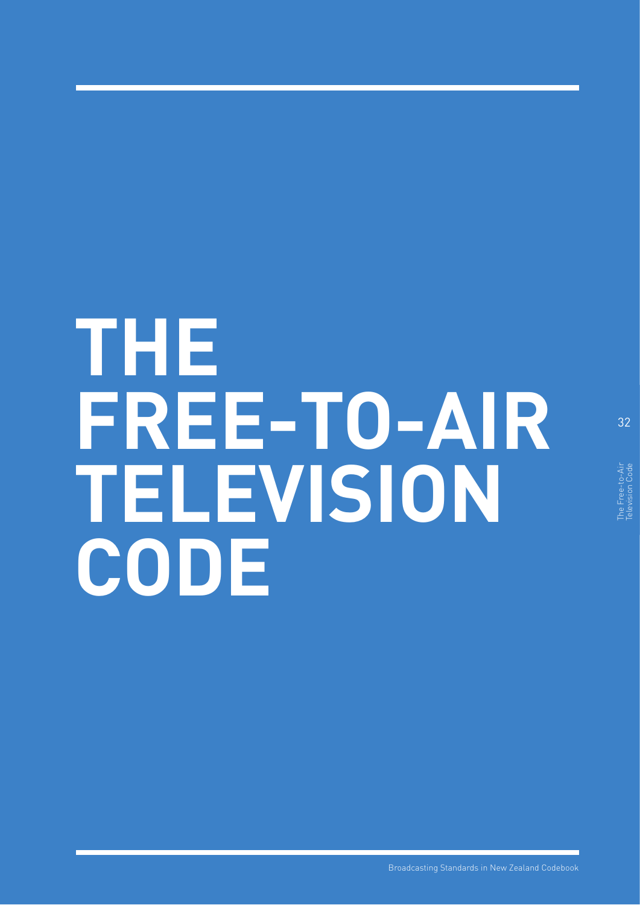# THE FREE-TO-AIR TELEVISION CODE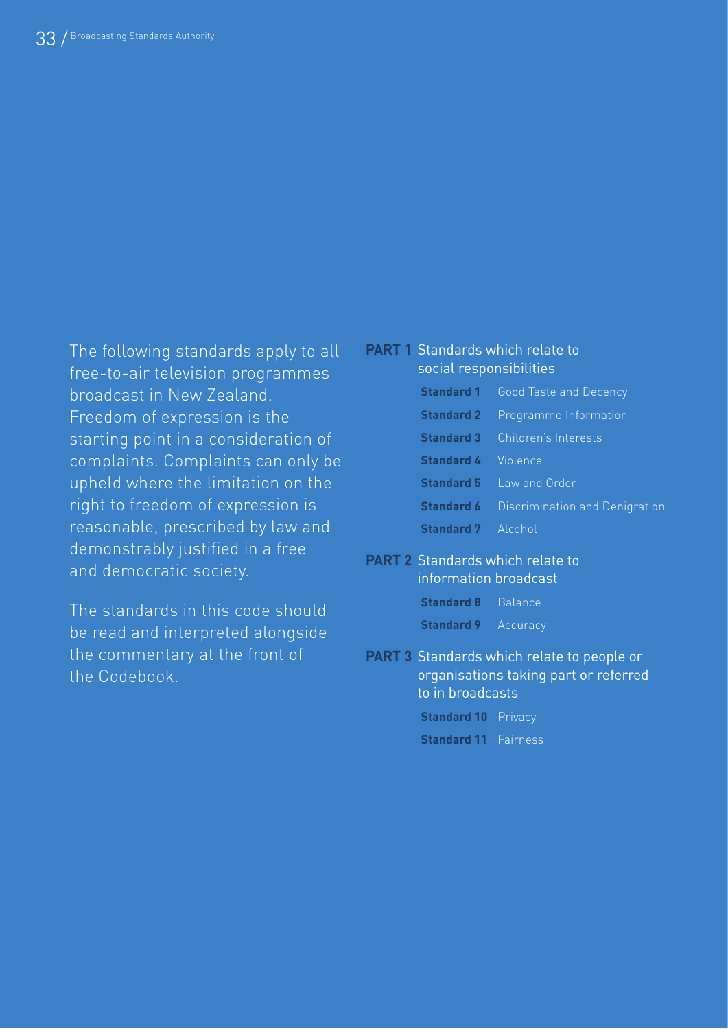The following standards apply to all free-to-air television programmes broadcast in New Zealand. Freedom of expression is the starting point in a consideration of complaints. Complaints can only be upheld where the limitation on the right to freedom of expression is reasonable, prescribed by law and demonstrably justified in a free and democratic society.

The standards in this code should be read and interpreted alongside the commentary at the front of the Codebook.

**PART 1** Standards which relate to social responsibilities

- **Standard 1** Good Taste and Decency
- **Standard 2** Programme Information
- **Standard 3** Children's Interests
- **Standard 4** Violence
- **Standard 5** Law and Order
- **Standard 6** Discrimination and Denigration
- **Standard 7** Alcohol

**PART 2** Standards which relate to information broadcast

- **Standard 8** Balance
- **Standard 9** Accuracy

**PART 3** Standards which relate to people or organisations taking part or referred to in broadcasts

- **Standard 10** Privacy
- **Standard 11** Fairness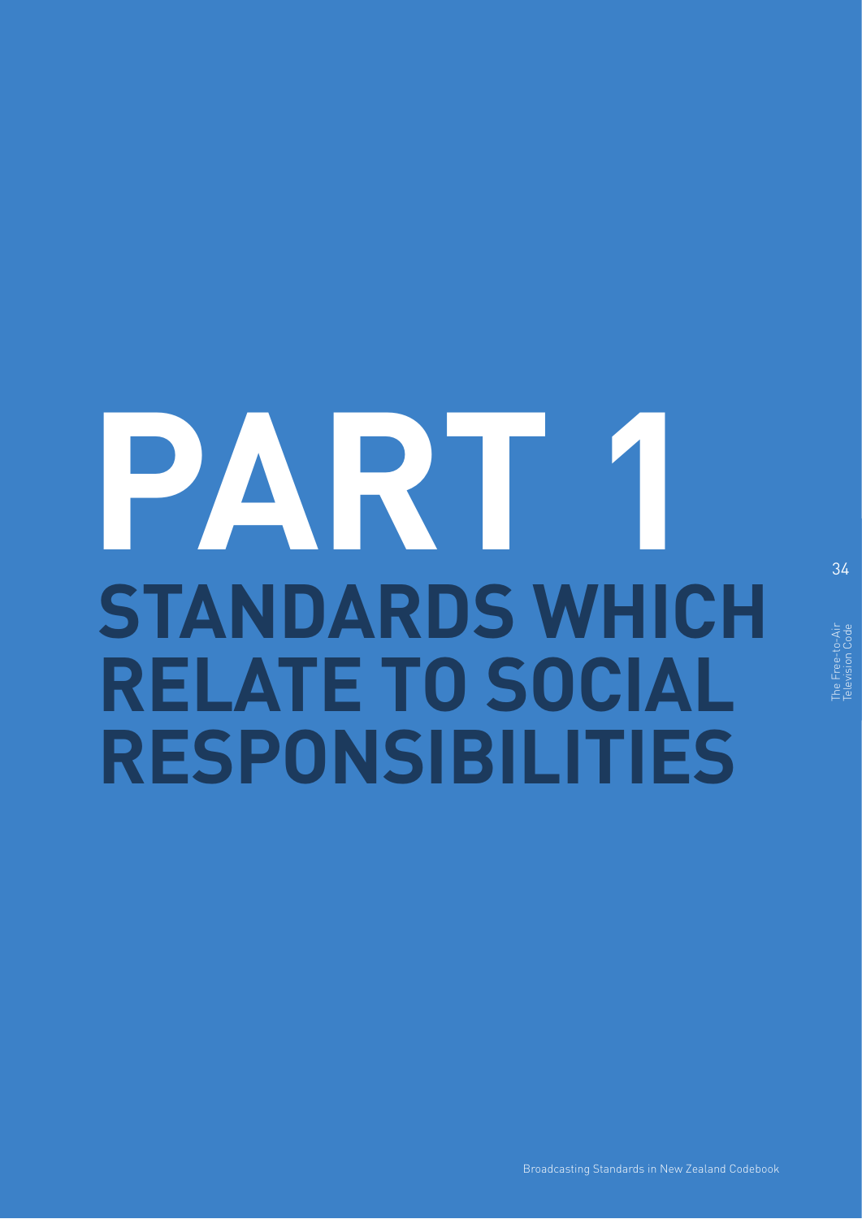# PART 1

## STANDARDS WHICH RELATE TO SOCIAL RESPONSIBILITIES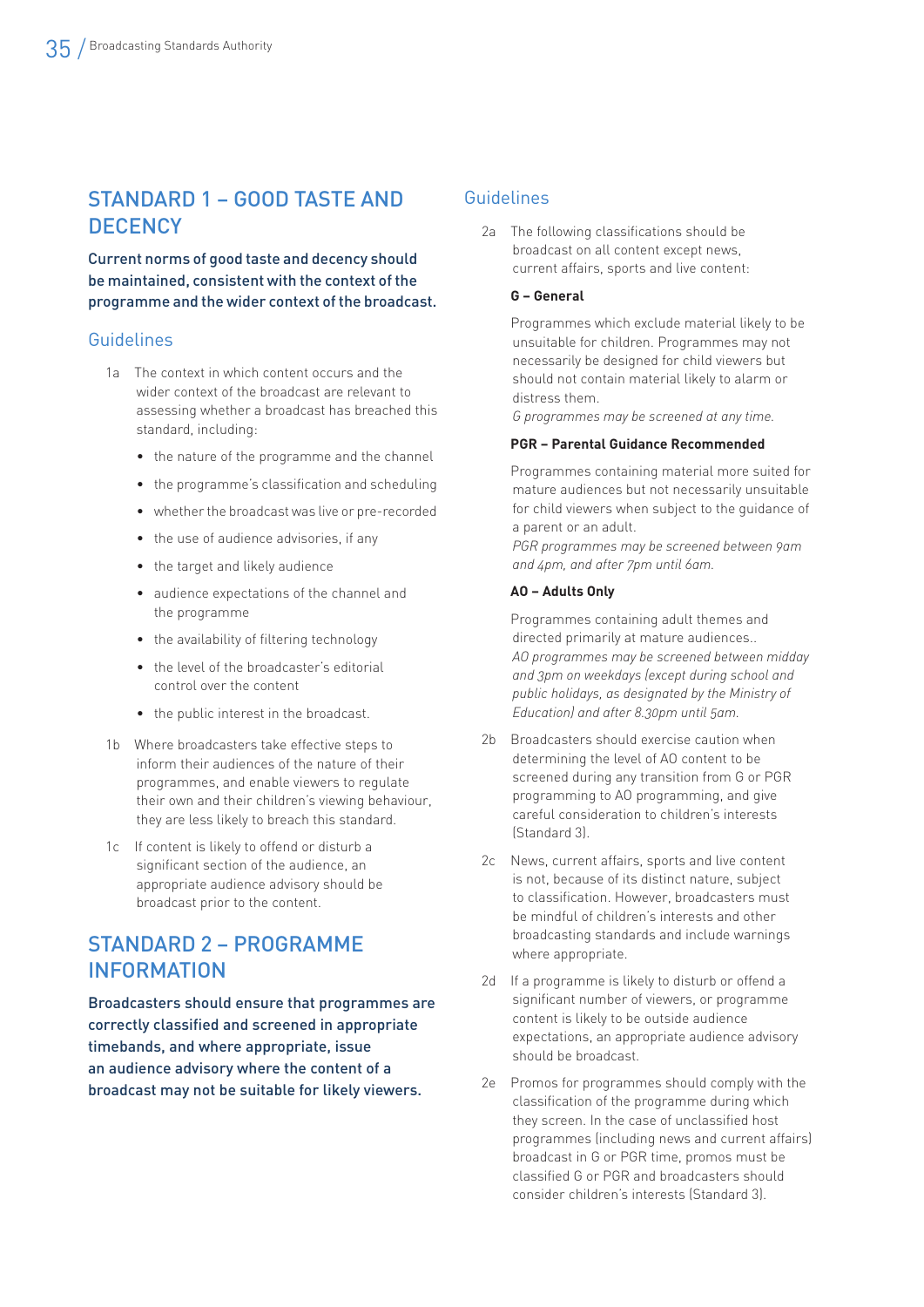## STANDARD 1 – GOOD TASTE AND DECENCY

**Current norms of good taste and decency should be maintained, consistent with the context of the programme and the wider context of the broadcast.**

### Guidelines

1a The context in which content occurs and the wider context of the broadcast are relevant to assessing whether a broadcast has breached this standard, including:

- the nature of the programme and the channel
- the programme's classification and scheduling
- whether the broadcast was live or pre-recorded
- the use of audience advisories, if any
- the target and likely audience
- audience expectations of the channel and the programme
- the availability of filtering technology
- the level of the broadcaster's editorial control over the content
- the public interest in the broadcast.

1b Where broadcasters take effective steps to inform their audiences of the nature of their programmes, and enable viewers to regulate their own and their children's viewing behaviour, they are less likely to breach this standard.

1c If content is likely to offend or disturb a significant section of the audience, an appropriate audience advisory should be broadcast prior to the content.

## STANDARD 2 – PROGRAMME INFORMATION

**Broadcasters should ensure that programmes are correctly classified and screened in appropriate timebands, and where appropriate, issue an audience advisory where the content of a broadcast may not be suitable for likely viewers.**

### Guidelines

2a The following classifications should be broadcast on all content except news, current affairs, sports and live content:

**G – General**

Programmes which exclude material likely to be unsuitable for children. Programmes may not necessarily be designed for child viewers but should not contain material likely to alarm or distress them.
*G programmes may be screened at any time.*

**PGR – Parental Guidance Recommended**

Programmes containing material more suited for mature audiences but not necessarily unsuitable for child viewers when subject to the guidance of a parent or an adult.
*PGR programmes may be screened between 9am and 4pm, and after 7pm until 6am.*

**AO – Adults Only**

Programmes containing adult themes and directed primarily at mature audiences..
*AO programmes may be screened between midday and 3pm on weekdays (except during school and public holidays, as designated by the Ministry of Education) and after 8.30pm until 5am.*

2b Broadcasters should exercise caution when determining the level of AO content to be screened during any transition from G or PGR programming to AO programming, and give careful consideration to children's interests (Standard 3).

2c News, current affairs, sports and live content is not, because of its distinct nature, subject to classification. However, broadcasters must be mindful of children's interests and other broadcasting standards and include warnings where appropriate.

2d If a programme is likely to disturb or offend a significant number of viewers, or programme content is likely to be outside audience expectations, an appropriate audience advisory should be broadcast.

2e Promos for programmes should comply with the classification of the programme during which they screen. In the case of unclassified host programmes (including news and current affairs) broadcast in G or PGR time, promos must be classified G or PGR and broadcasters should consider children's interests (Standard 3).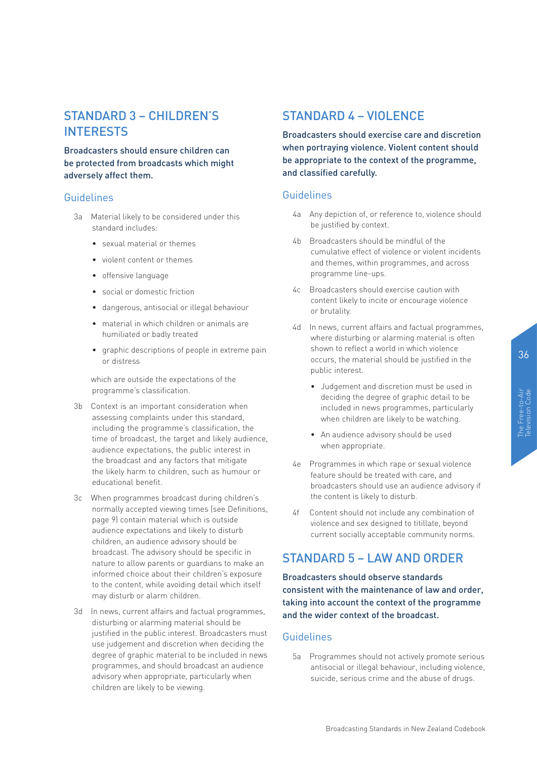## STANDARD 3 – CHILDREN'S INTERESTS

**Broadcasters should ensure children can be protected from broadcasts which might adversely affect them.**

### Guidelines

3a Material likely to be considered under this standard includes:

- sexual material or themes
- violent content or themes
- offensive language
- social or domestic friction
- dangerous, antisocial or illegal behaviour
- material in which children or animals are humiliated or badly treated
- graphic descriptions of people in extreme pain or distress

which are outside the expectations of the programme's classification.

3b Context is an important consideration when assessing complaints under this standard, including the programme's classification, the time of broadcast, the target and likely audience, audience expectations, the public interest in the broadcast and any factors that mitigate the likely harm to children, such as humour or educational benefit.

3c When programmes broadcast during children's normally accepted viewing times (see Definitions, page 9) contain material which is outside audience expectations and likely to disturb children, an audience advisory should be broadcast. The advisory should be specific in nature to allow parents or guardians to make an informed choice about their children's exposure to the content, while avoiding detail which itself may disturb or alarm children.

3d In news, current affairs and factual programmes, disturbing or alarming material should be justified in the public interest. Broadcasters must use judgement and discretion when deciding the degree of graphic material to be included in news programmes, and should broadcast an audience advisory when appropriate, particularly when children are likely to be viewing.

## STANDARD 4 – VIOLENCE

**Broadcasters should exercise care and discretion when portraying violence. Violent content should be appropriate to the context of the programme, and classified carefully.**

### Guidelines

4a Any depiction of, or reference to, violence should be justified by context.

4b Broadcasters should be mindful of the cumulative effect of violence or violent incidents and themes, within programmes, and across programme line-ups.

4c Broadcasters should exercise caution with content likely to incite or encourage violence or brutality.

4d In news, current affairs and factual programmes, where disturbing or alarming material is often shown to reflect a world in which violence occurs, the material should be justified in the public interest.

- Judgement and discretion must be used in deciding the degree of graphic detail to be included in news programmes, particularly when children are likely to be watching.
- An audience advisory should be used when appropriate.

4e Programmes in which rape or sexual violence feature should be treated with care, and broadcasters should use an audience advisory if the content is likely to disturb.

4f Content should not include any combination of violence and sex designed to titillate, beyond current socially acceptable community norms.

## STANDARD 5 – LAW AND ORDER

**Broadcasters should observe standards consistent with the maintenance of law and order, taking into account the context of the programme and the wider context of the broadcast.**

### Guidelines

5a Programmes should not actively promote serious antisocial or illegal behaviour, including violence, suicide, serious crime and the abuse of drugs.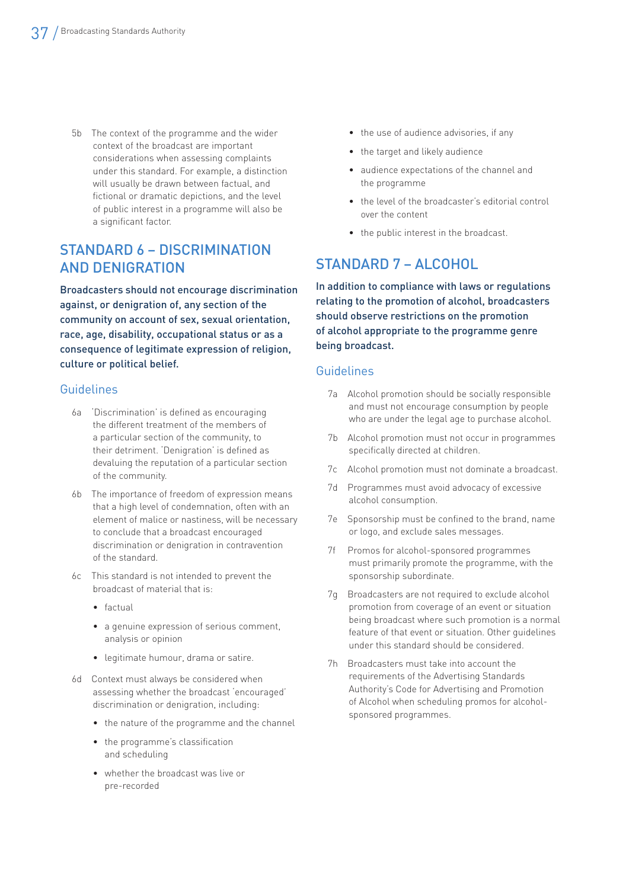5b The context of the programme and the wider context of the broadcast are important considerations when assessing complaints under this standard. For example, a distinction will usually be drawn between factual, and fictional or dramatic depictions, and the level of public interest in a programme will also be a significant factor.

## STANDARD 6 – DISCRIMINATION AND DENIGRATION

**Broadcasters should not encourage discrimination against, or denigration of, any section of the community on account of sex, sexual orientation, race, age, disability, occupational status or as a consequence of legitimate expression of religion, culture or political belief.**

### Guidelines

6a 'Discrimination' is defined as encouraging the different treatment of the members of a particular section of the community, to their detriment. 'Denigration' is defined as devaluing the reputation of a particular section of the community.

6b The importance of freedom of expression means that a high level of condemnation, often with an element of malice or nastiness, will be necessary to conclude that a broadcast encouraged discrimination or denigration in contravention of the standard.

6c This standard is not intended to prevent the broadcast of material that is:

- factual
- a genuine expression of serious comment, analysis or opinion
- legitimate humour, drama or satire.

6d Context must always be considered when assessing whether the broadcast 'encouraged' discrimination or denigration, including:

- the nature of the programme and the channel
- the programme's classification and scheduling
- whether the broadcast was live or pre-recorded
- the use of audience advisories, if any
- the target and likely audience
- audience expectations of the channel and the programme
- the level of the broadcaster's editorial control over the content
- the public interest in the broadcast.

## STANDARD 7 – ALCOHOL

**In addition to compliance with laws or regulations relating to the promotion of alcohol, broadcasters should observe restrictions on the promotion of alcohol appropriate to the programme genre being broadcast.**

### Guidelines

7a Alcohol promotion should be socially responsible and must not encourage consumption by people who are under the legal age to purchase alcohol.

7b Alcohol promotion must not occur in programmes specifically directed at children.

7c Alcohol promotion must not dominate a broadcast.

7d Programmes must avoid advocacy of excessive alcohol consumption.

7e Sponsorship must be confined to the brand, name or logo, and exclude sales messages.

7f Promos for alcohol-sponsored programmes must primarily promote the programme, with the sponsorship subordinate.

7g Broadcasters are not required to exclude alcohol promotion from coverage of an event or situation being broadcast where such promotion is a normal feature of that event or situation. Other guidelines under this standard should be considered.

7h Broadcasters must take into account the requirements of the Advertising Standards Authority's Code for Advertising and Promotion of Alcohol when scheduling promos for alcohol-sponsored programmes.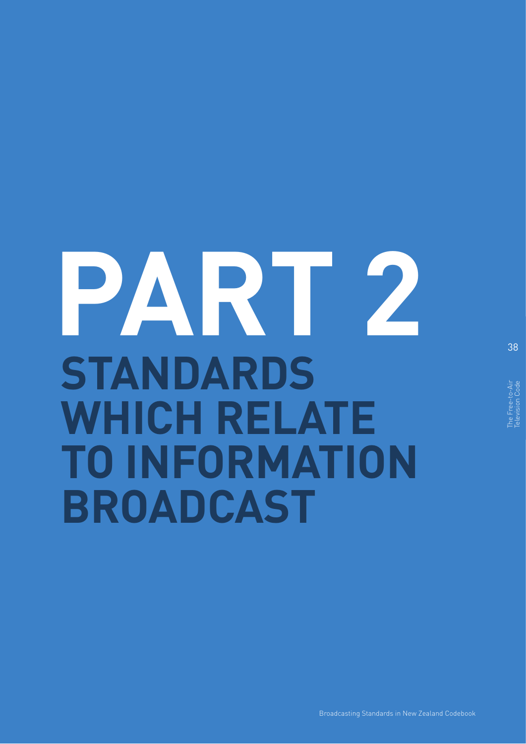# PART 2

## STANDARDS WHICH RELATE TO INFORMATION BROADCAST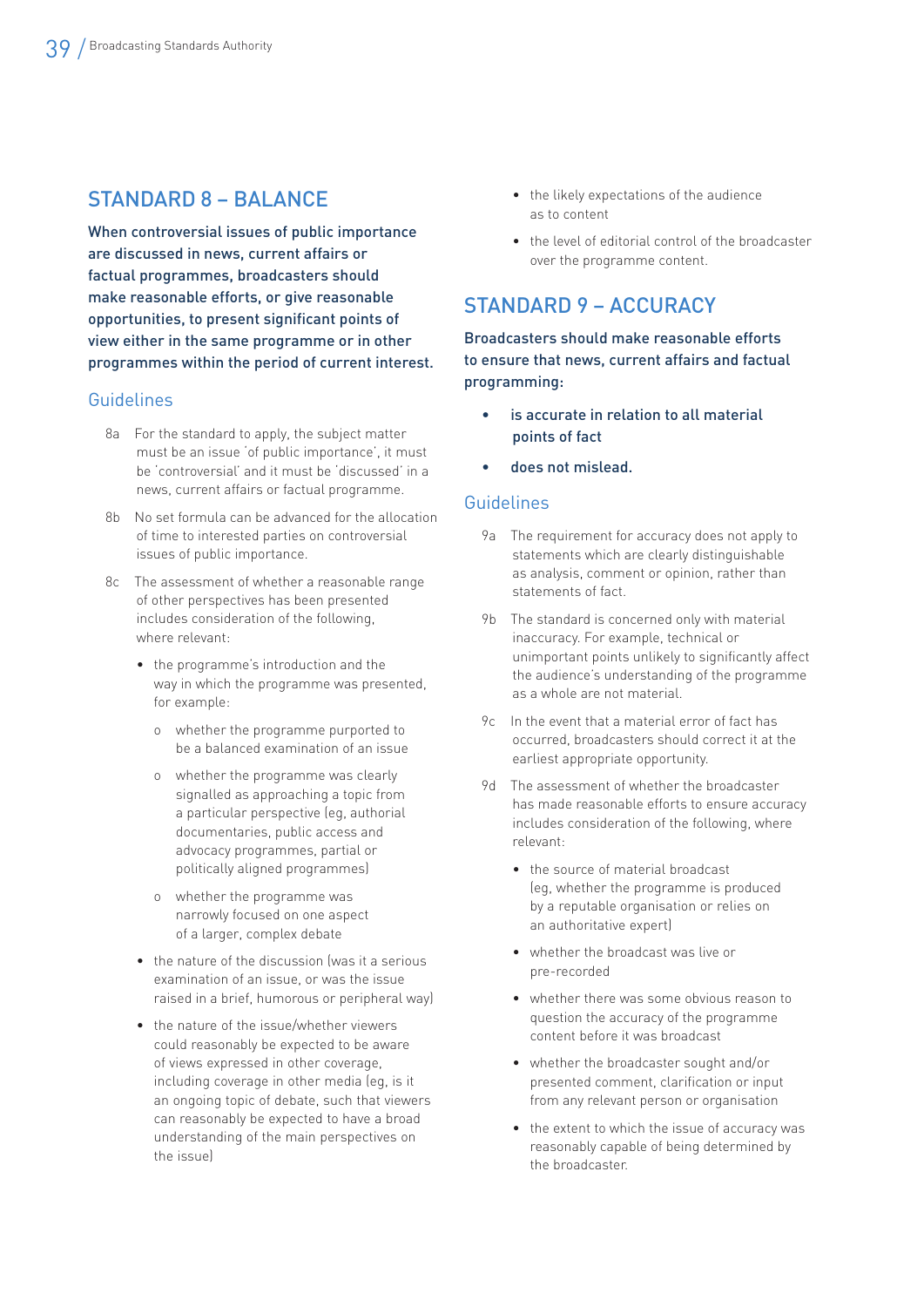## STANDARD 8 – BALANCE

**When controversial issues of public importance are discussed in news, current affairs or factual programmes, broadcasters should make reasonable efforts, or give reasonable opportunities, to present significant points of view either in the same programme or in other programmes within the period of current interest.**

### Guidelines

8a For the standard to apply, the subject matter must be an issue 'of public importance', it must be 'controversial' and it must be 'discussed' in a news, current affairs or factual programme.

8b No set formula can be advanced for the allocation of time to interested parties on controversial issues of public importance.

8c The assessment of whether a reasonable range of other perspectives has been presented includes consideration of the following, where relevant:

- the programme's introduction and the way in which the programme was presented, for example:
  - whether the programme purported to be a balanced examination of an issue
  - whether the programme was clearly signalled as approaching a topic from a particular perspective (eg, authorial documentaries, public access and advocacy programmes, partial or politically aligned programmes)
  - whether the programme was narrowly focused on one aspect of a larger, complex debate
- the nature of the discussion (was it a serious examination of an issue, or was the issue raised in a brief, humorous or peripheral way)
- the nature of the issue/whether viewers could reasonably be expected to be aware of views expressed in other coverage, including coverage in other media (eg, is it an ongoing topic of debate, such that viewers can reasonably be expected to have a broad understanding of the main perspectives on the issue)
- the likely expectations of the audience as to content
- the level of editorial control of the broadcaster over the programme content.

## STANDARD 9 – ACCURACY

**Broadcasters should make reasonable efforts to ensure that news, current affairs and factual programming:**

- **is accurate in relation to all material points of fact**
- **does not mislead.**

### Guidelines

9a The requirement for accuracy does not apply to statements which are clearly distinguishable as analysis, comment or opinion, rather than statements of fact.

9b The standard is concerned only with material inaccuracy. For example, technical or unimportant points unlikely to significantly affect the audience's understanding of the programme as a whole are not material.

9c In the event that a material error of fact has occurred, broadcasters should correct it at the earliest appropriate opportunity.

9d The assessment of whether the broadcaster has made reasonable efforts to ensure accuracy includes consideration of the following, where relevant:

- the source of material broadcast (eg, whether the programme is produced by a reputable organisation or relies on an authoritative expert)
- whether the broadcast was live or pre-recorded
- whether there was some obvious reason to question the accuracy of the programme content before it was broadcast
- whether the broadcaster sought and/or presented comment, clarification or input from any relevant person or organisation
- the extent to which the issue of accuracy was reasonably capable of being determined by the broadcaster.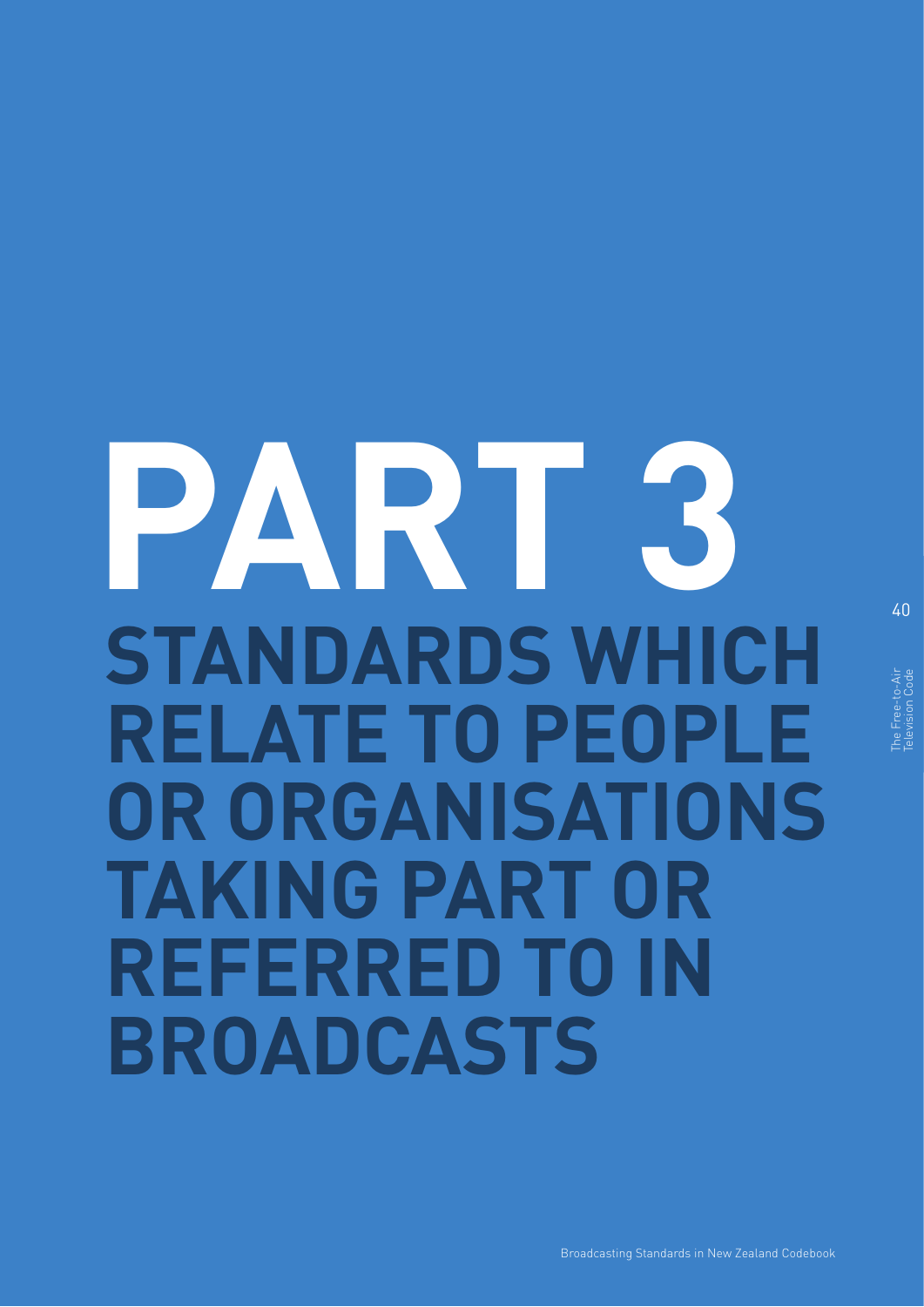# PART 3

## STANDARDS WHICH RELATE TO PEOPLE OR ORGANISATIONS TAKING PART OR REFERRED TO IN BROADCASTS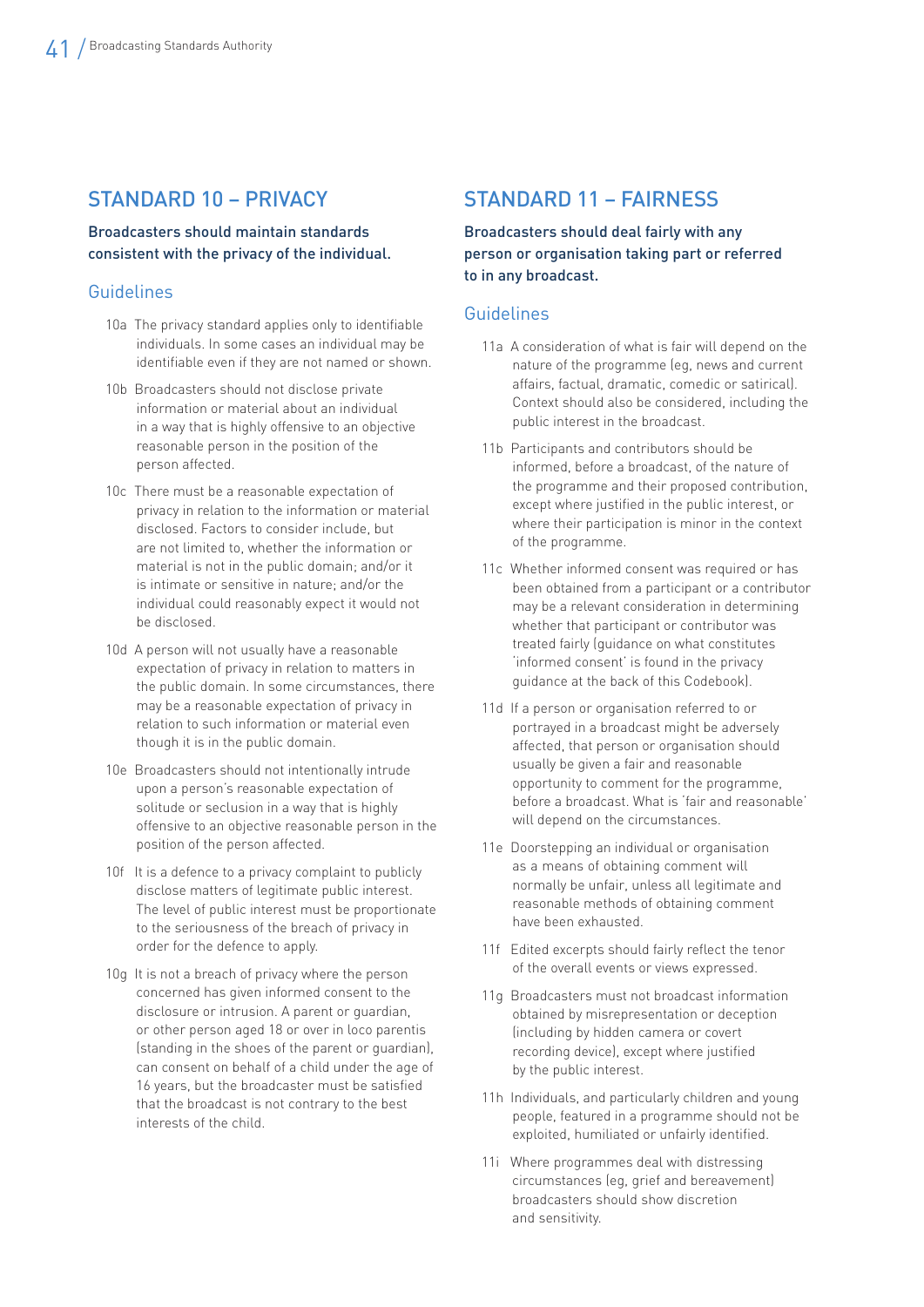## STANDARD 10 – PRIVACY

**Broadcasters should maintain standards consistent with the privacy of the individual.**

### Guidelines

10a The privacy standard applies only to identifiable individuals. In some cases an individual may be identifiable even if they are not named or shown.

10b Broadcasters should not disclose private information or material about an individual in a way that is highly offensive to an objective reasonable person in the position of the person affected.

10c There must be a reasonable expectation of privacy in relation to the information or material disclosed. Factors to consider include, but are not limited to, whether the information or material is not in the public domain; and/or it is intimate or sensitive in nature; and/or the individual could reasonably expect it would not be disclosed.

10d A person will not usually have a reasonable expectation of privacy in relation to matters in the public domain. In some circumstances, there may be a reasonable expectation of privacy in relation to such information or material even though it is in the public domain.

10e Broadcasters should not intentionally intrude upon a person's reasonable expectation of solitude or seclusion in a way that is highly offensive to an objective reasonable person in the position of the person affected.

10f It is a defence to a privacy complaint to publicly disclose matters of legitimate public interest. The level of public interest must be proportionate to the seriousness of the breach of privacy in order for the defence to apply.

10g It is not a breach of privacy where the person concerned has given informed consent to the disclosure or intrusion. A parent or guardian, or other person aged 18 or over in loco parentis (standing in the shoes of the parent or guardian), can consent on behalf of a child under the age of 16 years, but the broadcaster must be satisfied that the broadcast is not contrary to the best interests of the child.

## STANDARD 11 – FAIRNESS

**Broadcasters should deal fairly with any person or organisation taking part or referred to in any broadcast.**

### Guidelines

11a A consideration of what is fair will depend on the nature of the programme (eg, news and current affairs, factual, dramatic, comedic or satirical). Context should also be considered, including the public interest in the broadcast.

11b Participants and contributors should be informed, before a broadcast, of the nature of the programme and their proposed contribution, except where justified in the public interest, or where their participation is minor in the context of the programme.

11c Whether informed consent was required or has been obtained from a participant or a contributor may be a relevant consideration in determining whether that participant or contributor was treated fairly (guidance on what constitutes 'informed consent' is found in the privacy guidance at the back of this Codebook).

11d If a person or organisation referred to or portrayed in a broadcast might be adversely affected, that person or organisation should usually be given a fair and reasonable opportunity to comment for the programme, before a broadcast. What is 'fair and reasonable' will depend on the circumstances.

11e Doorstepping an individual or organisation as a means of obtaining comment will normally be unfair, unless all legitimate and reasonable methods of obtaining comment have been exhausted.

11f Edited excerpts should fairly reflect the tenor of the overall events or views expressed.

11g Broadcasters must not broadcast information obtained by misrepresentation or deception (including by hidden camera or covert recording device), except where justified by the public interest.

11h Individuals, and particularly children and young people, featured in a programme should not be exploited, humiliated or unfairly identified.

11i Where programmes deal with distressing circumstances (eg, grief and bereavement) broadcasters should show discretion and sensitivity.